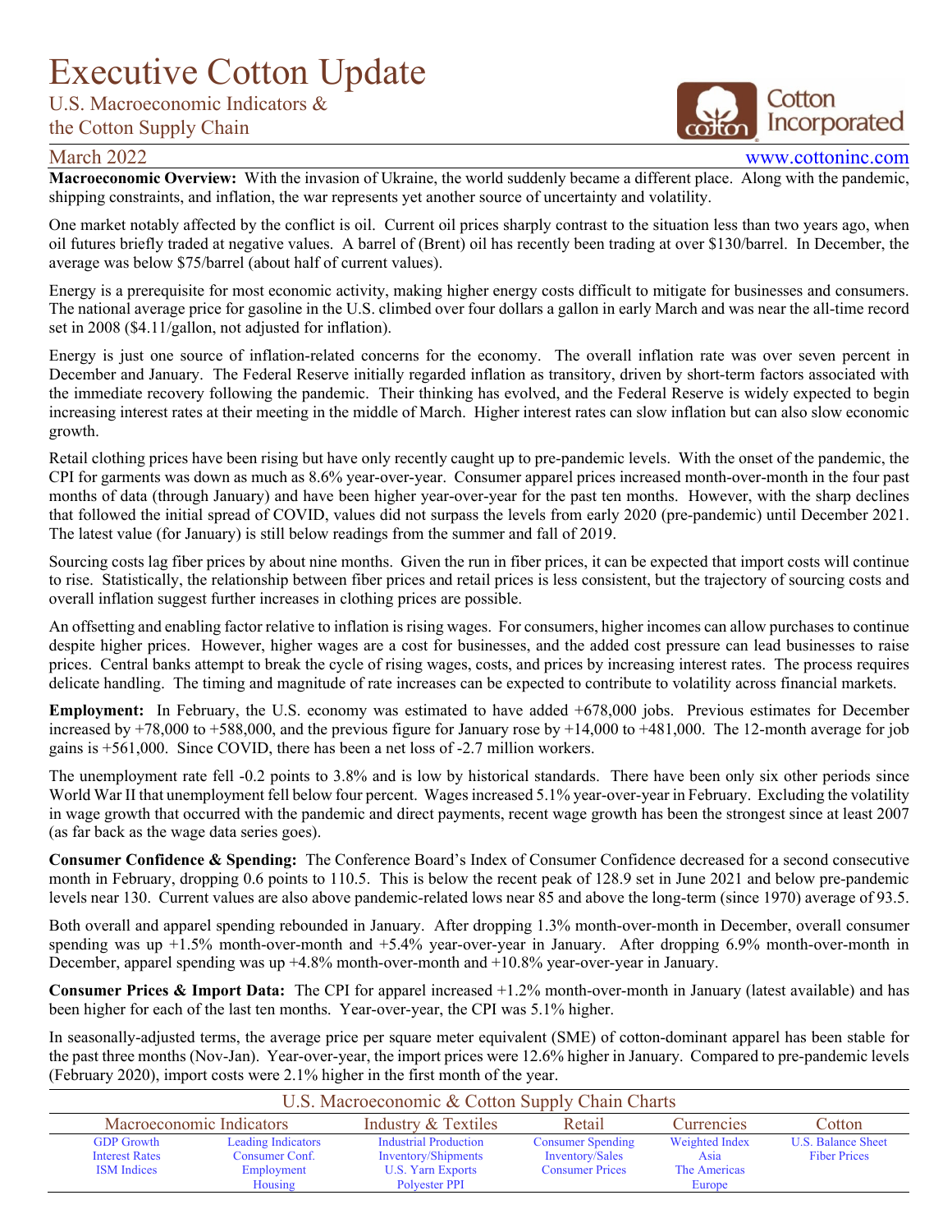# Executive Cotton Update

## U.S. Macroeconomic Indicators & the Cotton Supply Chain

March 2022

www.cottoninc.com

**Macroeconomic Overview:** With the invasion of Ukraine, the world suddenly became a different place. Along with the pandemic, shipping constraints, and inflation, the war represents yet another source of uncertainty and volatility.

One market notably affected by the conflict is oil. Current oil prices sharply contrast to the situation less than two years ago, when oil futures briefly traded at negative values. A barrel of (Brent) oil has recently been trading at over $130/barrel. In December, the average was below $75/barrel (about half of current values).

Energy is a prerequisite for most economic activity, making higher energy costs difficult to mitigate for businesses and consumers. The national average price for gasoline in the U.S. climbed over four dollars a gallon in early March and was near the all-time record set in 2008 ($4.11/gallon, not adjusted for inflation).

Energy is just one source of inflation-related concerns for the economy. The overall inflation rate was over seven percent in December and January. The Federal Reserve initially regarded inflation as transitory, driven by short-term factors associated with the immediate recovery following the pandemic. Their thinking has evolved, and the Federal Reserve is widely expected to begin increasing interest rates at their meeting in the middle of March. Higher interest rates can slow inflation but can also slow economic growth.

Retail clothing prices have been rising but have only recently caught up to pre-pandemic levels. With the onset of the pandemic, the CPI for garments was down as much as 8.6% year-over-year. Consumer apparel prices increased month-over-month in the four past months of data (through January) and have been higher year-over-year for the past ten months. However, with the sharp declines that followed the initial spread of COVID, values did not surpass the levels from early 2020 (pre-pandemic) until December 2021. The latest value (for January) is still below readings from the summer and fall of 2019.

Sourcing costs lag fiber prices by about nine months. Given the run in fiber prices, it can be expected that import costs will continue to rise. Statistically, the relationship between fiber prices and retail prices is less consistent, but the trajectory of sourcing costs and overall inflation suggest further increases in clothing prices are possible.

An offsetting and enabling factor relative to inflation is rising wages. For consumers, higher incomes can allow purchases to continue despite higher prices. However, higher wages are a cost for businesses, and the added cost pressure can lead businesses to raise prices. Central banks attempt to break the cycle of rising wages, costs, and prices by increasing interest rates. The process requires delicate handling. The timing and magnitude of rate increases can be expected to contribute to volatility across financial markets.

**Employment:** In February, the U.S. economy was estimated to have added +678,000 jobs. Previous estimates for December increased by +78,000 to +588,000, and the previous figure for January rose by +14,000 to +481,000. The 12-month average for job gains is +561,000. Since COVID, there has been a net loss of -2.7 million workers.

The unemployment rate fell -0.2 points to 3.8% and is low by historical standards. There have been only six other periods since World War II that unemployment fell below four percent. Wages increased 5.1% year-over-year in February. Excluding the volatility in wage growth that occurred with the pandemic and direct payments, recent wage growth has been the strongest since at least 2007 (as far back as the wage data series goes).

**Consumer Confidence & Spending:** The Conference Board's Index of Consumer Confidence decreased for a second consecutive month in February, dropping 0.6 points to 110.5. This is below the recent peak of 128.9 set in June 2021 and below pre-pandemic levels near 130. Current values are also above pandemic-related lows near 85 and above the long-term (since 1970) average of 93.5.

Both overall and apparel spending rebounded in January. After dropping 1.3% month-over-month in December, overall consumer spending was up +1.5% month-over-month and +5.4% year-over-year in January. After dropping 6.9% month-over-month in December, apparel spending was up +4.8% month-over-month and +10.8% year-over-year in January.

**Consumer Prices & Import Data:** The CPI for apparel increased +1.2% month-over-month in January (latest available) and has been higher for each of the last ten months. Year-over-year, the CPI was 5.1% higher.

In seasonally-adjusted terms, the average price per square meter equivalent (SME) of cotton-dominant apparel has been stable for the past three months (Nov-Jan). Year-over-year, the import prices were 12.6% higher in January. Compared to pre-pandemic levels (February 2020), import costs were 2.1% higher in the first month of the year.

## U.S. Macroeconomic & Cotton Supply Chain Charts

| Macroeconomic Indicators | | Industry & Textiles | Retail | Currencies | Cotton |
|---|---|---|---|---|---|
| GDP Growth | Leading Indicators | Industrial Production | Consumer Spending | Weighted Index | U.S. Balance Sheet |
| Interest Rates | Consumer Conf. | Inventory/Shipments | Inventory/Sales | Asia | Fiber Prices |
| ISM Indices | Employment | U.S. Yarn Exports | Consumer Prices | The Americas | |
| | Housing | Polyester PPI | | Europe | |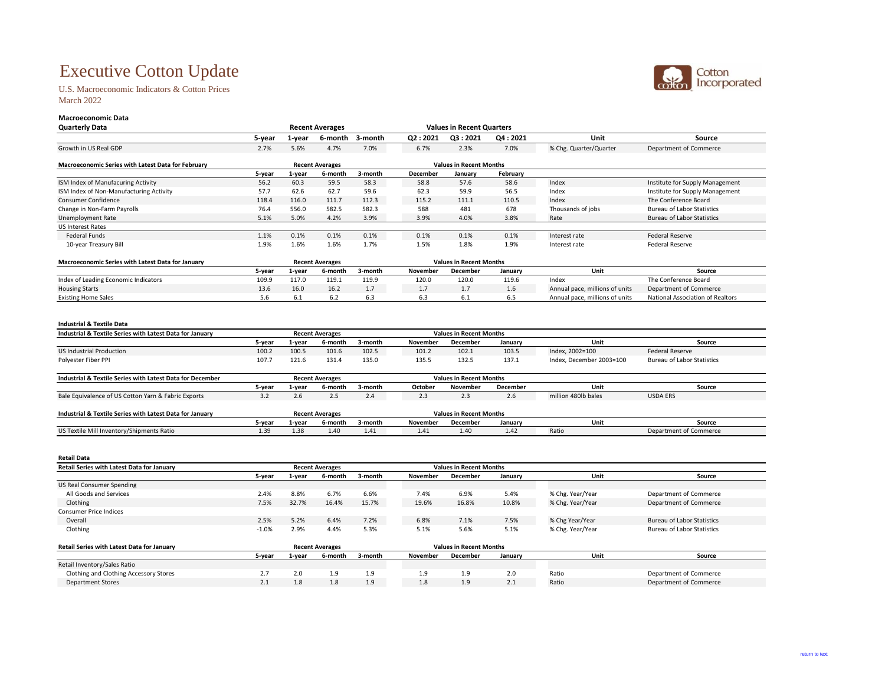# Executive Cotton Update

U.S. Macroeconomic Indicators & Cotton Prices
March 2022

**Macroeconomic Data**

| Quarterly Data | Recent Averages | | | | Values in Recent Quarters | | | | |
|---|---|---|---|---|---|---|---|---|---|
| | 5-year | 1-year | 6-month | 3-month | Q2 : 2021 | Q3 : 2021 | Q4 : 2021 | Unit | Source |
| Growth in US Real GDP | 2.7% | 5.6% | 4.7% | 7.0% | 6.7% | 2.3% | 7.0% | % Chg. Quarter/Quarter | Department of Commerce |

| Macroeconomic Series with Latest Data for February | Recent Averages | | | | Values in Recent Months | | | | |
|---|---|---|---|---|---|---|---|---|---|
| | 5-year | 1-year | 6-month | 3-month | December | January | February | | |
| ISM Index of Manufacuring Activity | 56.2 | 60.3 | 59.5 | 58.3 | 58.8 | 57.6 | 58.6 | Index | Institute for Supply Management |
| ISM Index of Non-Manufacturing Activity | 57.7 | 62.6 | 62.7 | 59.6 | 62.3 | 59.9 | 56.5 | Index | Institute for Supply Management |
| Consumer Confidence | 118.4 | 116.0 | 111.7 | 112.3 | 115.2 | 111.1 | 110.5 | Index | The Conference Board |
| Change in Non-Farm Payrolls | 76.4 | 556.0 | 582.5 | 582.3 | 588 | 481 | 678 | Thousands of jobs | Bureau of Labor Statistics |
| Unemployment Rate | 5.1% | 5.0% | 4.2% | 3.9% | 3.9% | 4.0% | 3.8% | Rate | Bureau of Labor Statistics |
| US Interest Rates | | | | | | | | | |
| Federal Funds | 1.1% | 0.1% | 0.1% | 0.1% | 0.1% | 0.1% | 0.1% | Interest rate | Federal Reserve |
| 10-year Treasury Bill | 1.9% | 1.6% | 1.6% | 1.7% | 1.5% | 1.8% | 1.9% | Interest rate | Federal Reserve |

| Macroeconomic Series with Latest Data for January | Recent Averages | | | | Values in Recent Months | | | | |
|---|---|---|---|---|---|---|---|---|---|
| | 5-year | 1-year | 6-month | 3-month | November | December | January | Unit | Source |
| Index of Leading Economic Indicators | 109.9 | 117.0 | 119.1 | 119.9 | 120.0 | 120.0 | 119.6 | Index | The Conference Board |
| Housing Starts | 13.6 | 16.0 | 16.2 | 1.7 | 1.7 | 1.7 | 1.6 | Annual pace, millions of units | Department of Commerce |
| Existing Home Sales | 5.6 | 6.1 | 6.2 | 6.3 | 6.3 | 6.1 | 6.5 | Annual pace, millions of units | National Association of Realtors |

**Industrial & Textile Data**

| Industrial & Textile Series with Latest Data for January | Recent Averages | | | | Values in Recent Months | | | | |
|---|---|---|---|---|---|---|---|---|---|
| | 5-year | 1-year | 6-month | 3-month | November | December | January | Unit | Source |
| US Industrial Production | 100.2 | 100.5 | 101.6 | 102.5 | 101.2 | 102.1 | 103.5 | Index, 2002=100 | Federal Reserve |
| Polyester Fiber PPI | 107.7 | 121.6 | 131.4 | 135.0 | 135.5 | 132.5 | 137.1 | Index, December 2003=100 | Bureau of Labor Statistics |

| Industrial & Textile Series with Latest Data for December | Recent Averages | | | | Values in Recent Months | | | | |
|---|---|---|---|---|---|---|---|---|---|
| | 5-year | 1-year | 6-month | 3-month | October | November | December | Unit | Source |
| Bale Equivalence of US Cotton Yarn & Fabric Exports | 3.2 | 2.6 | 2.5 | 2.4 | 2.3 | 2.3 | 2.6 | million 480lb bales | USDA ERS |

| Industrial & Textile Series with Latest Data for January | Recent Averages | | | | Values in Recent Months | | | | |
|---|---|---|---|---|---|---|---|---|---|
| | 5-year | 1-year | 6-month | 3-month | November | December | January | Unit | Source |
| US Textile Mill Inventory/Shipments Ratio | 1.39 | 1.38 | 1.40 | 1.41 | 1.41 | 1.40 | 1.42 | Ratio | Department of Commerce |

**Retail Data**

| Retail Series with Latest Data for January | Recent Averages | | | | Values in Recent Months | | | | |
|---|---|---|---|---|---|---|---|---|---|
| | 5-year | 1-year | 6-month | 3-month | November | December | January | Unit | Source |
| US Real Consumer Spending | | | | | | | | | |
| All Goods and Services | 2.4% | 8.8% | 6.7% | 6.6% | 7.4% | 6.9% | 5.4% | % Chg. Year/Year | Department of Commerce |
| Clothing | 7.5% | 32.7% | 16.4% | 15.7% | 19.6% | 16.8% | 10.8% | % Chg. Year/Year | Department of Commerce |
| Consumer Price Indices | | | | | | | | | |
| Overall | 2.5% | 5.2% | 6.4% | 7.2% | 6.8% | 7.1% | 7.5% | % Chg Year/Year | Bureau of Labor Statistics |
| Clothing | -1.0% | 2.9% | 4.4% | 5.3% | 5.1% | 5.6% | 5.1% | % Chg. Year/Year | Bureau of Labor Statistics |

| Retail Series with Latest Data for January | Recent Averages | | | | Values in Recent Months | | | | |
|---|---|---|---|---|---|---|---|---|---|
| | 5-year | 1-year | 6-month | 3-month | November | December | January | Unit | Source |
| Retail Inventory/Sales Ratio | | | | | | | | | |
| Clothing and Clothing Accessory Stores | 2.7 | 2.0 | 1.9 | 1.9 | 1.9 | 1.9 | 2.0 | Ratio | Department of Commerce |
| Department Stores | 2.1 | 1.8 | 1.8 | 1.9 | 1.8 | 1.9 | 2.1 | Ratio | Department of Commerce |

return to text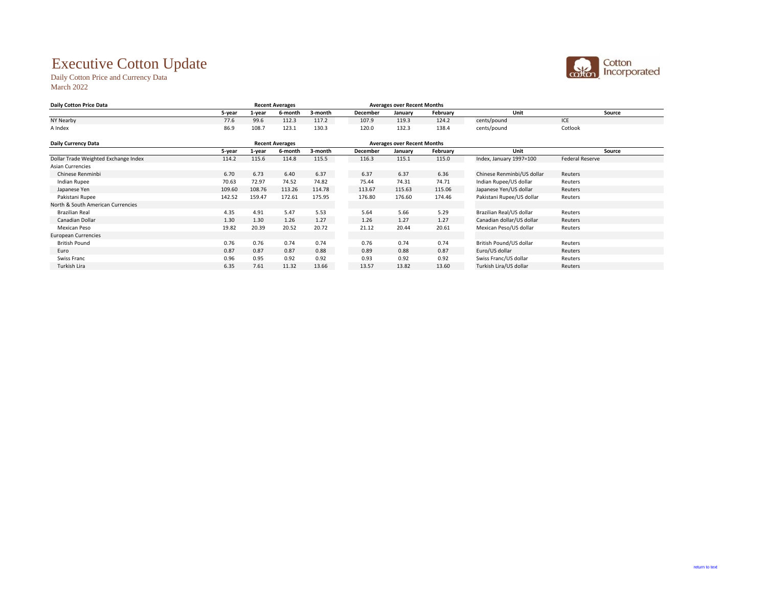# Executive Cotton Update

Daily Cotton Price and Currency Data

March 2022

| Daily Cotton Price Data | Recent Averages | | | | Averages over Recent Months | | | Unit | Source |
|---|---|---|---|---|---|---|---|---|---|
| | 5-year | 1-year | 6-month | 3-month | December | January | February | | |
| NY Nearby | 77.6 | 99.6 | 112.3 | 117.2 | 107.9 | 119.3 | 124.2 | cents/pound | ICE |
| A Index | 86.9 | 108.7 | 123.1 | 130.3 | 120.0 | 132.3 | 138.4 | cents/pound | Cotlook |

| Daily Currency Data | Recent Averages | | | | Averages over Recent Months | | | Unit | Source |
|---|---|---|---|---|---|---|---|---|---|
| | 5-year | 1-year | 6-month | 3-month | December | January | February | | |
| Dollar Trade Weighted Exchange Index | 114.2 | 115.6 | 114.8 | 115.5 | 116.3 | 115.1 | 115.0 | Index, January 1997=100 | Federal Reserve |
| Asian Currencies | | | | | | | | | |
| Chinese Renminbi | 6.70 | 6.73 | 6.40 | 6.37 | 6.37 | 6.37 | 6.36 | Chinese Renminbi/US dollar | Reuters |
| Indian Rupee | 70.63 | 72.97 | 74.52 | 74.82 | 75.44 | 74.31 | 74.71 | Indian Rupee/US dollar | Reuters |
| Japanese Yen | 109.60 | 108.76 | 113.26 | 114.78 | 113.67 | 115.63 | 115.06 | Japanese Yen/US dollar | Reuters |
| Pakistani Rupee | 142.52 | 159.47 | 172.61 | 175.95 | 176.80 | 176.60 | 174.46 | Pakistani Rupee/US dollar | Reuters |
| North & South American Currencies | | | | | | | | | |
| Brazilian Real | 4.35 | 4.91 | 5.47 | 5.53 | 5.64 | 5.66 | 5.29 | Brazilian Real/US dollar | Reuters |
| Canadian Dollar | 1.30 | 1.30 | 1.26 | 1.27 | 1.26 | 1.27 | 1.27 | Canadian dollar/US dollar | Reuters |
| Mexican Peso | 19.82 | 20.39 | 20.52 | 20.72 | 21.12 | 20.44 | 20.61 | Mexican Peso/US dollar | Reuters |
| European Currencies | | | | | | | | | |
| British Pound | 0.76 | 0.76 | 0.74 | 0.74 | 0.76 | 0.74 | 0.74 | British Pound/US dollar | Reuters |
| Euro | 0.87 | 0.87 | 0.87 | 0.88 | 0.89 | 0.88 | 0.87 | Euro/US dollar | Reuters |
| Swiss Franc | 0.96 | 0.95 | 0.92 | 0.92 | 0.93 | 0.92 | 0.92 | Swiss Franc/US dollar | Reuters |
| Turkish Lira | 6.35 | 7.61 | 11.32 | 13.66 | 13.57 | 13.82 | 13.60 | Turkish Lira/US dollar | Reuters |

return to text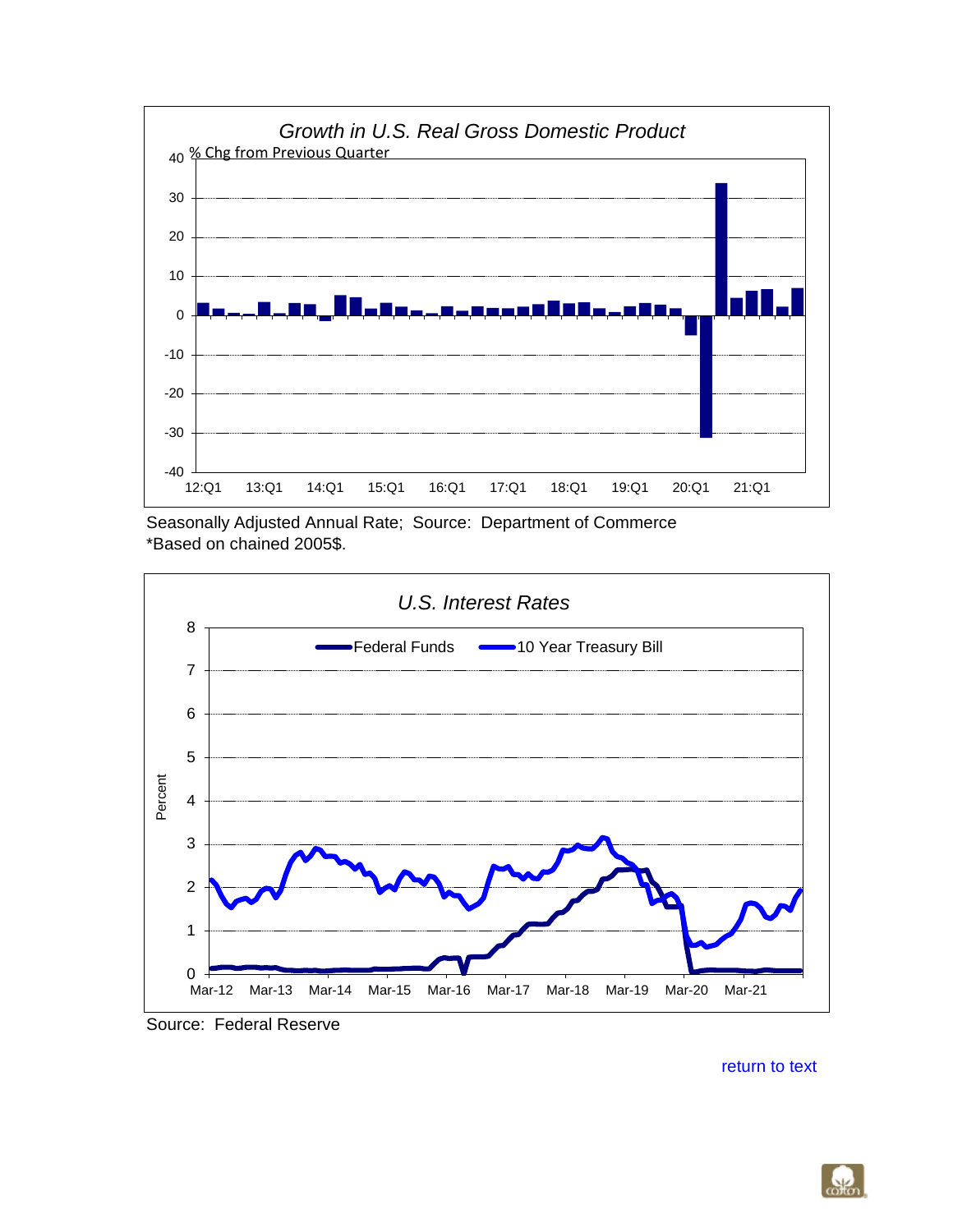### *Growth in U.S. Real Gross Domestic Product*

% Chg from Previous Quarter

Seasonally Adjusted Annual Rate; Source: Department of Commerce
*Based on chained 2005$.

### *U.S. Interest Rates*

Federal Funds — 10 Year Treasury Bill

Source: Federal Reserve

return to text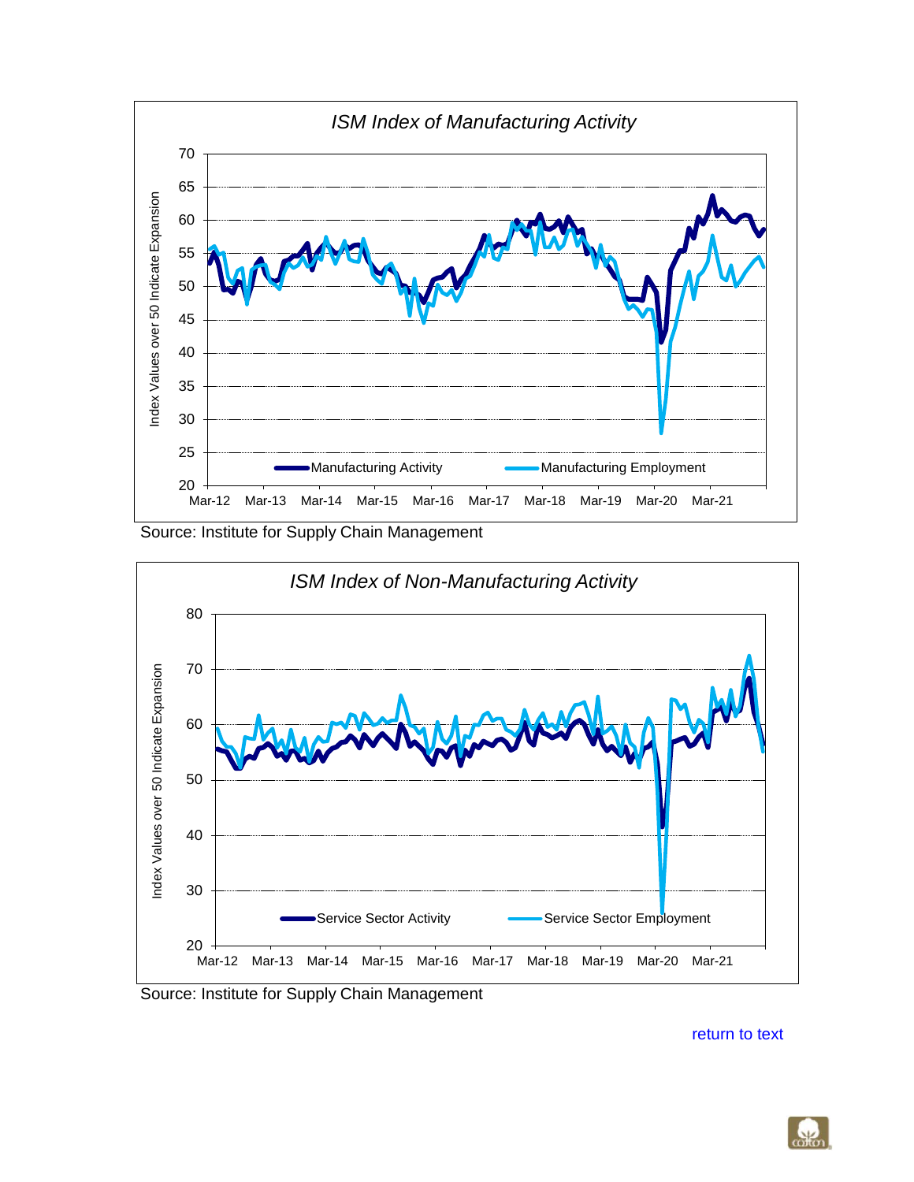ISM Index of Manufacturing Activity

Index Values over 50 Indicate Expansion

70
65
60
55
50
45
40
35
30
25
20

Manufacturing Activity
Manufacturing Employment

Mar-12 Mar-13 Mar-14 Mar-15 Mar-16 Mar-17 Mar-18 Mar-19 Mar-20 Mar-21

Source: Institute for Supply Chain Management

ISM Index of Non-Manufacturing Activity

Index Values over 50 Indicate Expansion

80
70
60
50
40
30
20

Service Sector Activity
Service Sector Employment

Mar-12 Mar-13 Mar-14 Mar-15 Mar-16 Mar-17 Mar-18 Mar-19 Mar-20 Mar-21

Source: Institute for Supply Chain Management

return to text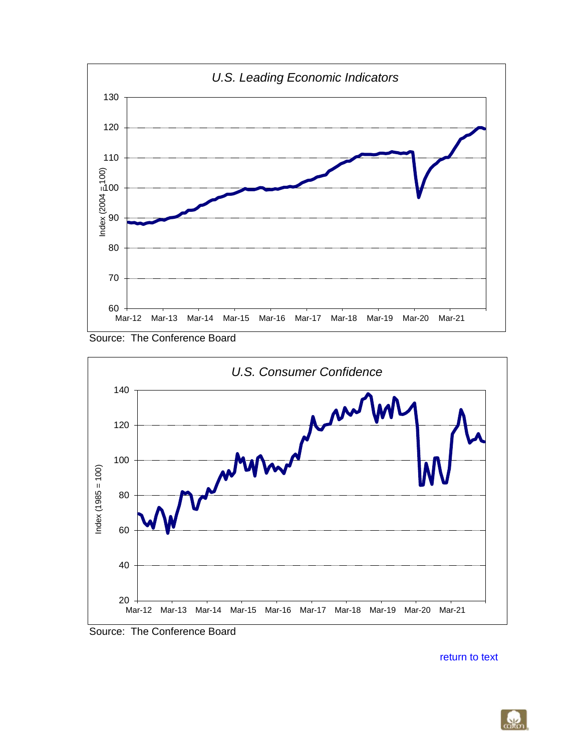*U.S. Leading Economic Indicators*

Index (2004 = 100)

130
120
110
100
90
80
70
60

Mar-12 Mar-13 Mar-14 Mar-15 Mar-16 Mar-17 Mar-18 Mar-19 Mar-20 Mar-21

Source: The Conference Board

*U.S. Consumer Confidence*

Index (1985 = 100)

140
120
100
80
60
40
20

Mar-12 Mar-13 Mar-14 Mar-15 Mar-16 Mar-17 Mar-18 Mar-19 Mar-20 Mar-21

Source: The Conference Board

return to text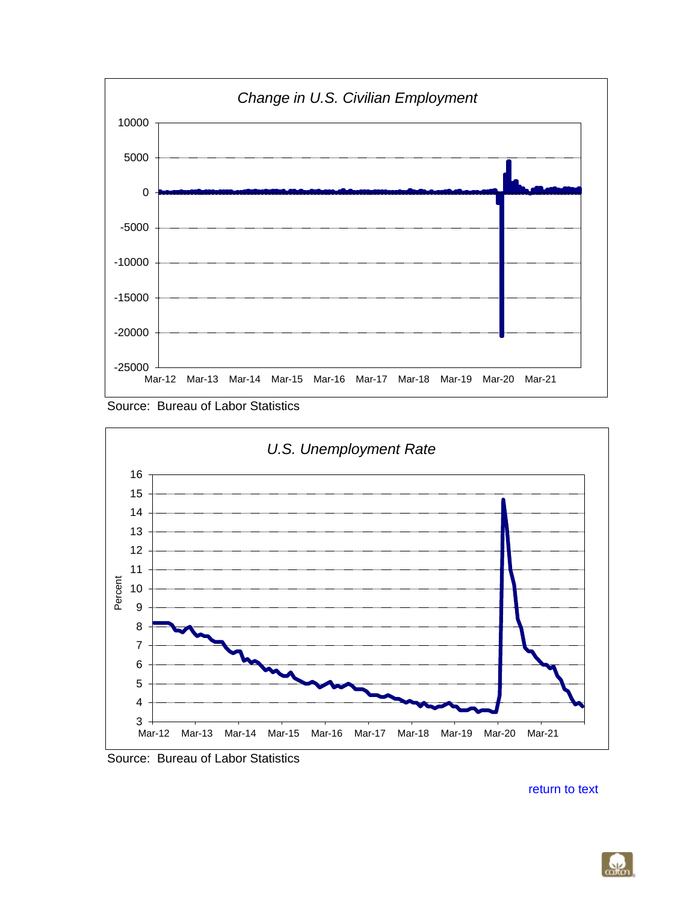*Change in U.S. Civilian Employment*

Source: Bureau of Labor Statistics

*U.S. Unemployment Rate*

Source: Bureau of Labor Statistics

return to text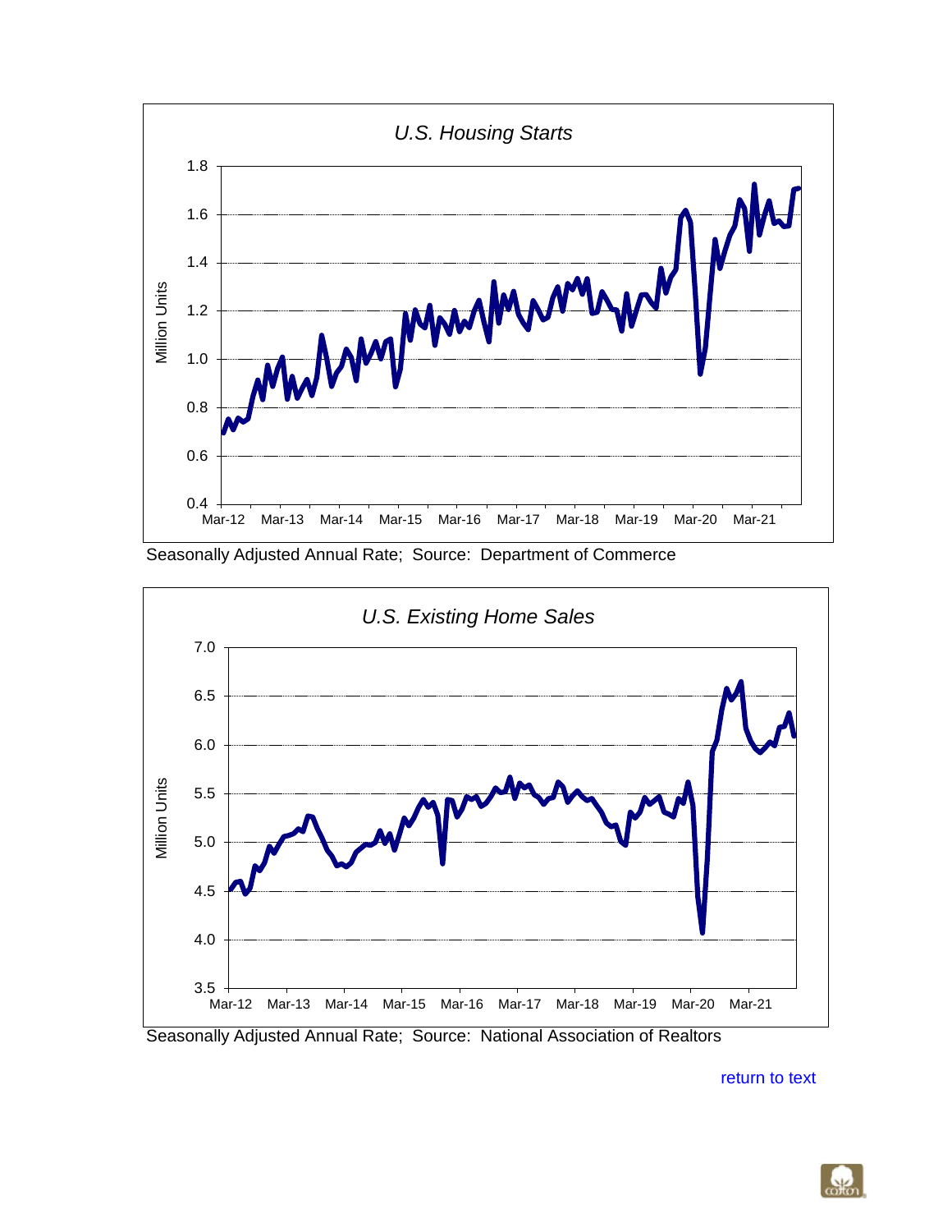*U.S. Housing Starts*

Million Units

1.8
1.6
1.4
1.2
1.0
0.8
0.6
0.4

Mar-12 Mar-13 Mar-14 Mar-15 Mar-16 Mar-17 Mar-18 Mar-19 Mar-20 Mar-21

Seasonally Adjusted Annual Rate; Source: Department of Commerce

*U.S. Existing Home Sales*

Million Units

7.0
6.5
6.0
5.5
5.0
4.5
4.0
3.5

Mar-12 Mar-13 Mar-14 Mar-15 Mar-16 Mar-17 Mar-18 Mar-19 Mar-20 Mar-21

Seasonally Adjusted Annual Rate; Source: National Association of Realtors

return to text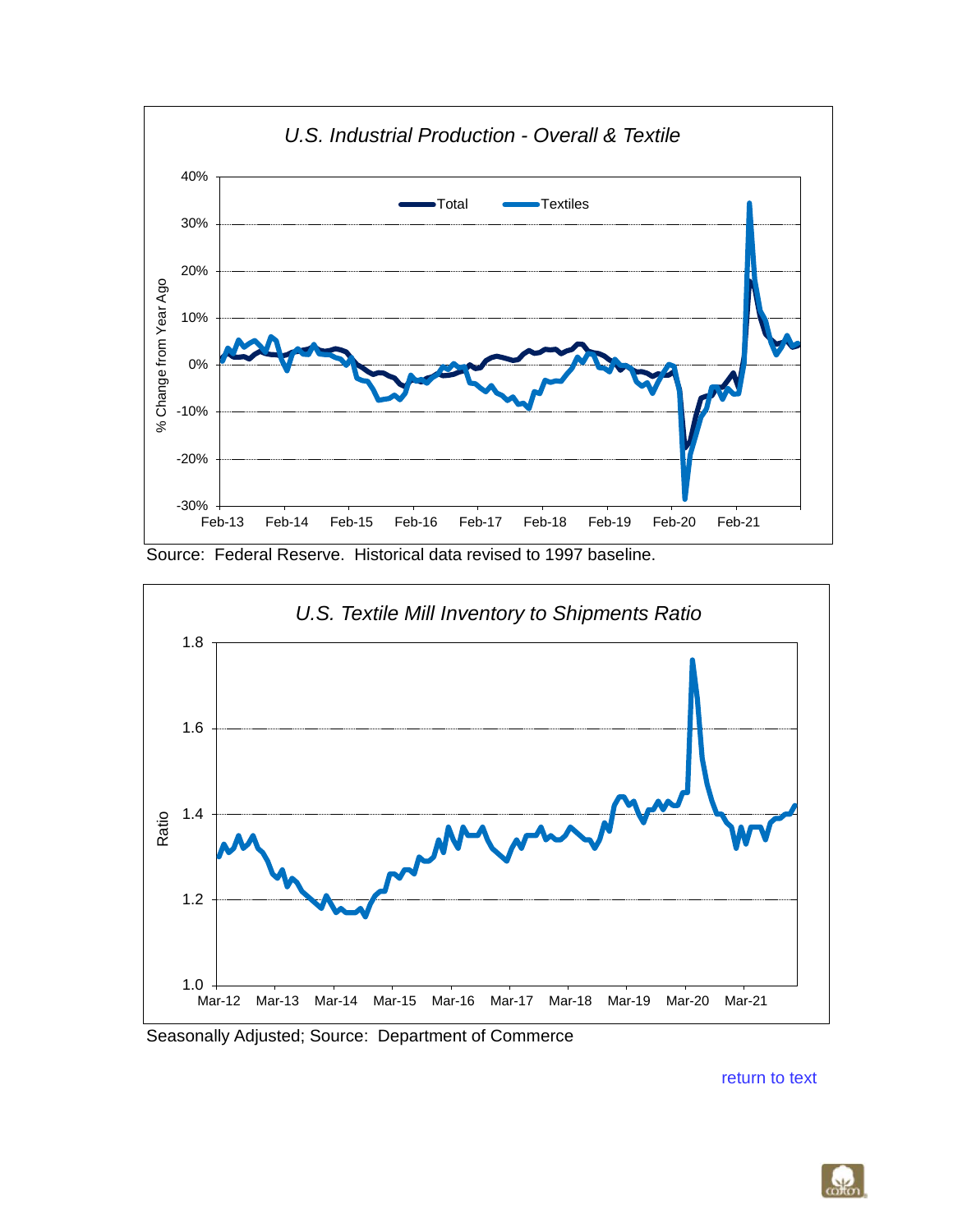*U.S. Industrial Production - Overall & Textile*

Total
Textiles

40%
30%
20%
10%
0%
-10%
-20%
-30%

% Change from Year Ago

Feb-13
Feb-14
Feb-15
Feb-16
Feb-17
Feb-18
Feb-19
Feb-20
Feb-21

Source: Federal Reserve. Historical data revised to 1997 baseline.

*U.S. Textile Mill Inventory to Shipments Ratio*

1.8
1.6
1.4
1.2
1.0

Ratio

Mar-12
Mar-13
Mar-14
Mar-15
Mar-16
Mar-17
Mar-18
Mar-19
Mar-20
Mar-21

Seasonally Adjusted; Source: Department of Commerce

return to text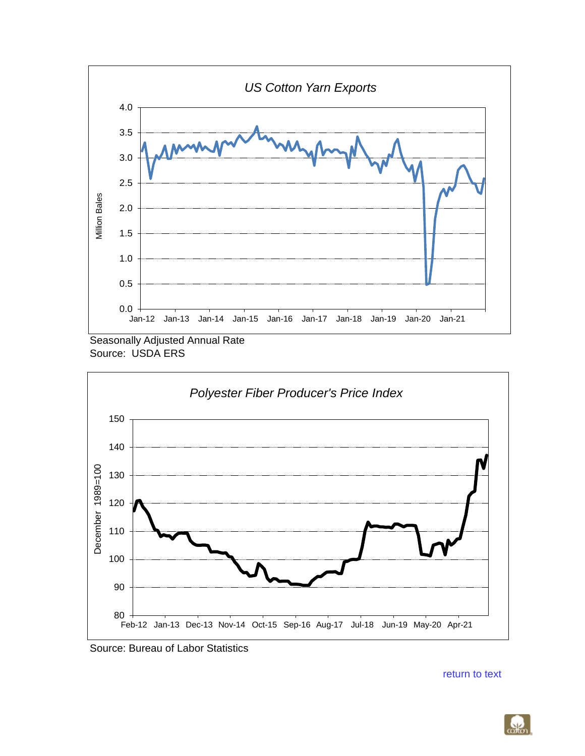US Cotton Yarn Exports

Million Bales

4.0
3.5
3.0
2.5
2.0
1.5
1.0
0.5
0.0

Jan-12 Jan-13 Jan-14 Jan-15 Jan-16 Jan-17 Jan-18 Jan-19 Jan-20 Jan-21

Seasonally Adjusted Annual Rate
Source: USDA ERS

Polyester Fiber Producer's Price Index

December 1989=100

150
140
130
120
110
100
90
80

Feb-12 Jan-13 Dec-13 Nov-14 Oct-15 Sep-16 Aug-17 Jul-18 Jun-19 May-20 Apr-21

Source: Bureau of Labor Statistics

return to text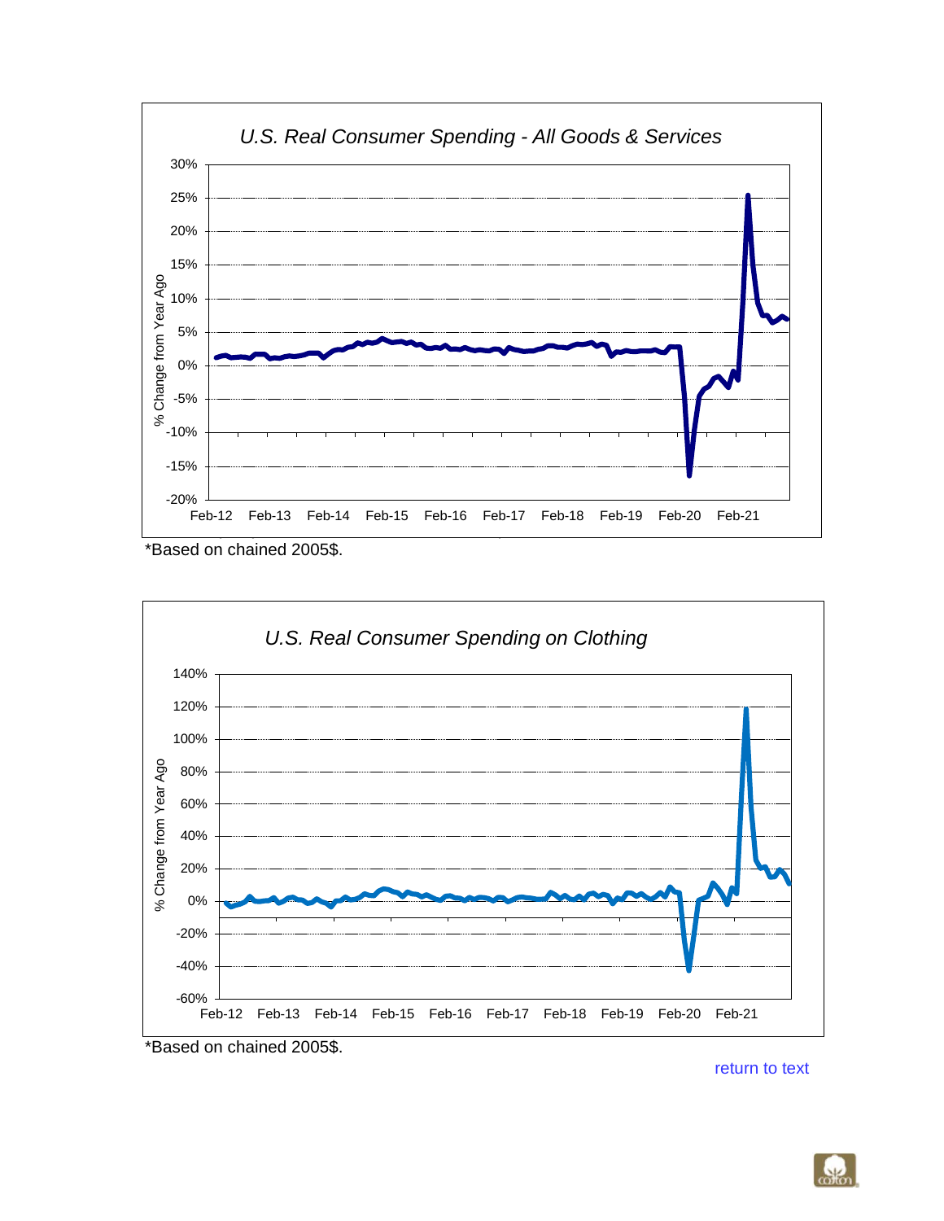U.S. Real Consumer Spending - All Goods & Services

30%
25%
20%
15%
10%
5%
0%
-5%
-10%
-15%
-20%

% Change from Year Ago

Feb-12 Feb-13 Feb-14 Feb-15 Feb-16 Feb-17 Feb-18 Feb-19 Feb-20 Feb-21

*Based on chained 2005$.

U.S. Real Consumer Spending on Clothing

140%
120%
100%
80%
60%
40%
20%
0%
-20%
-40%
-60%

% Change from Year Ago

Feb-12 Feb-13 Feb-14 Feb-15 Feb-16 Feb-17 Feb-18 Feb-19 Feb-20 Feb-21

*Based on chained 2005$.

return to text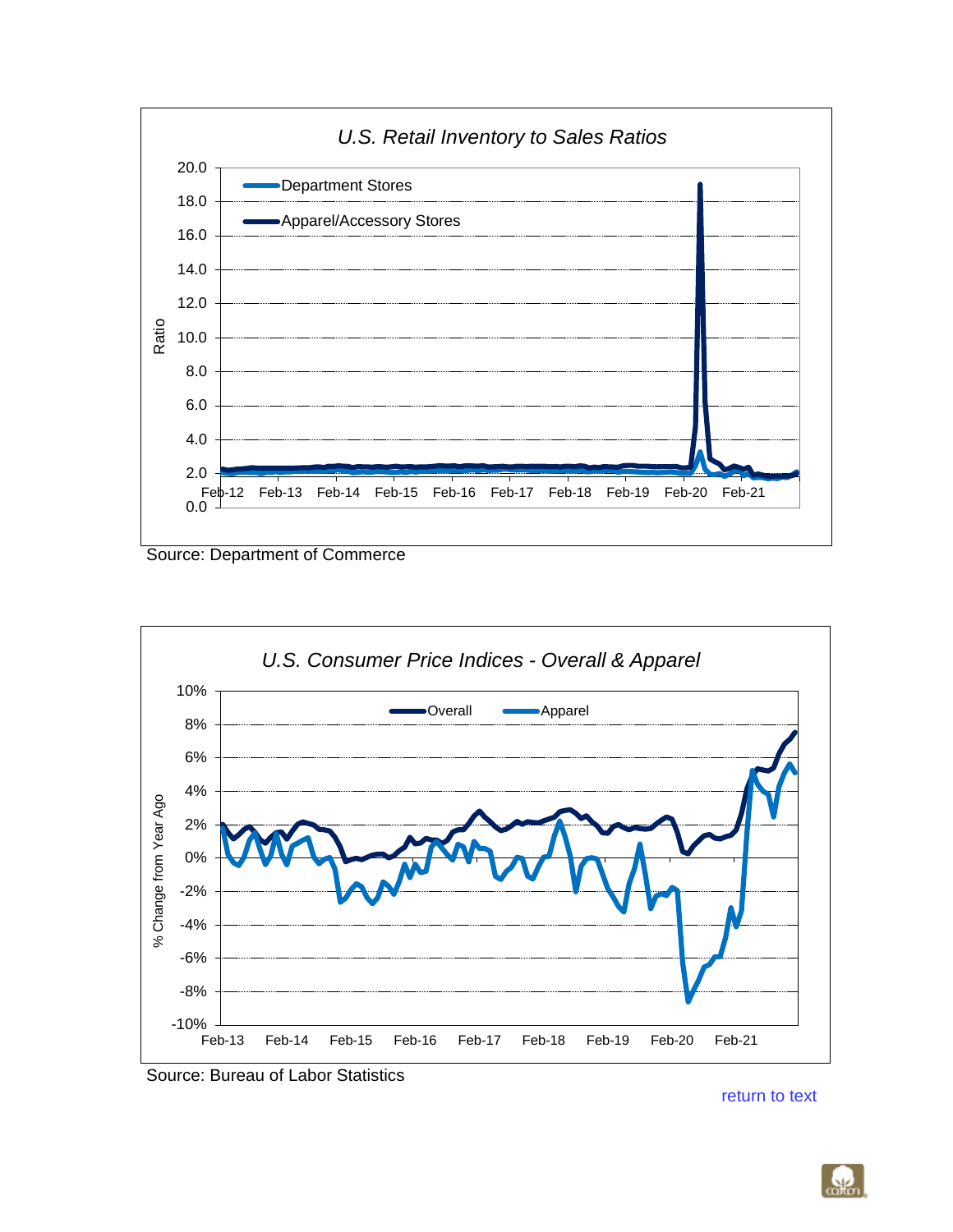*U.S. Retail Inventory to Sales Ratios*

Ratio

20.0
18.0
16.0
14.0
12.0
10.0
8.0
6.0
4.0
2.0
0.0

Department Stores
Apparel/Accessory Stores

Feb-12 Feb-13 Feb-14 Feb-15 Feb-16 Feb-17 Feb-18 Feb-19 Feb-20 Feb-21

Source: Department of Commerce

*U.S. Consumer Price Indices - Overall & Apparel*

% Change from Year Ago

10%
8%
6%
4%
2%
0%
-2%
-4%
-6%
-8%
-10%

Overall
Apparel

Feb-13 Feb-14 Feb-15 Feb-16 Feb-17 Feb-18 Feb-19 Feb-20 Feb-21

Source: Bureau of Labor Statistics

return to text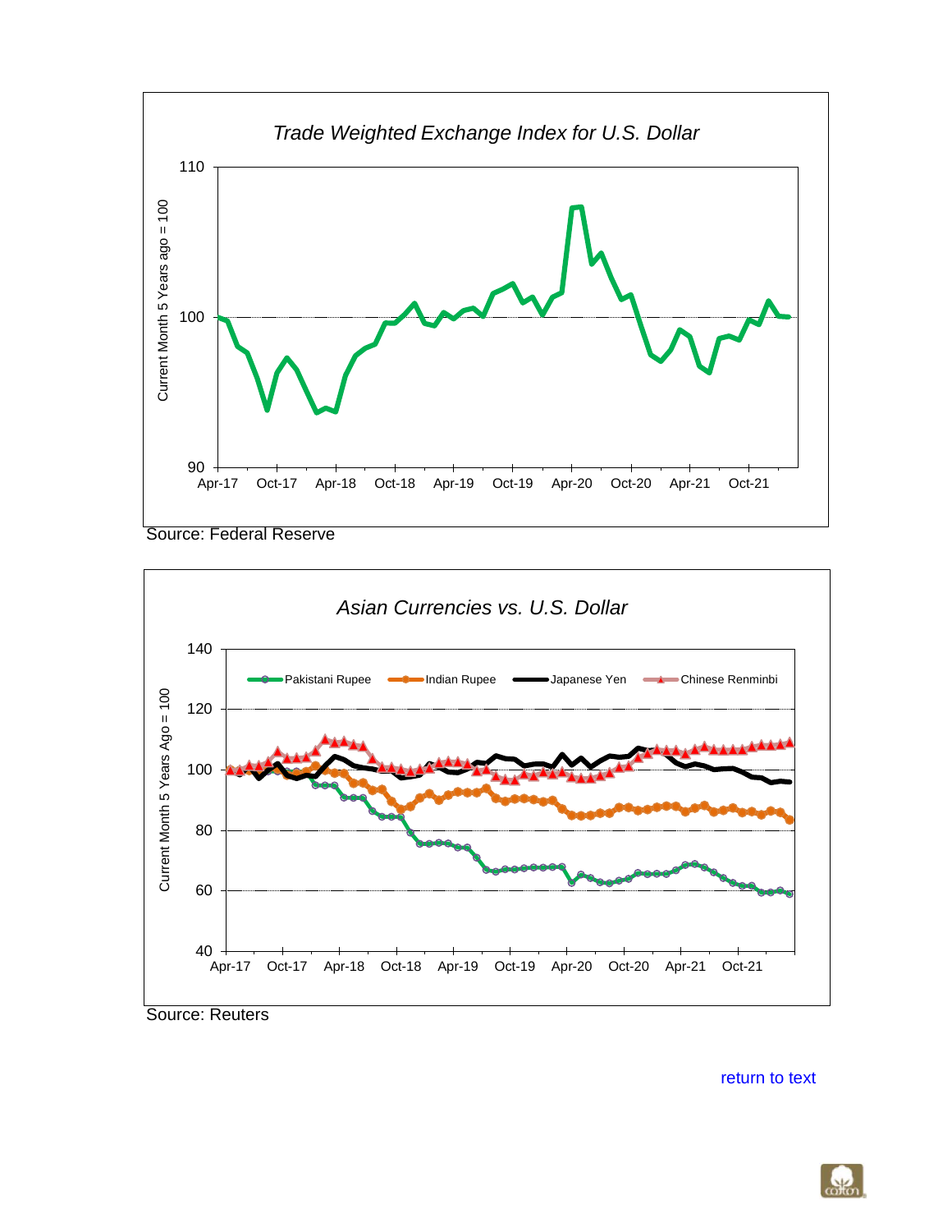Trade Weighted Exchange Index for U.S. Dollar

Current Month 5 Years ago = 100

110

100

90

Apr-17 Oct-17 Apr-18 Oct-18 Apr-19 Oct-19 Apr-20 Oct-20 Apr-21 Oct-21

Source: Federal Reserve

Asian Currencies vs. U.S. Dollar

Current Month 5 Years Ago = 100

Pakistani Rupee Indian Rupee Japanese Yen Chinese Renminbi

140

120

100

80

60

40

Apr-17 Oct-17 Apr-18 Oct-18 Apr-19 Oct-19 Apr-20 Oct-20 Apr-21 Oct-21

Source: Reuters

return to text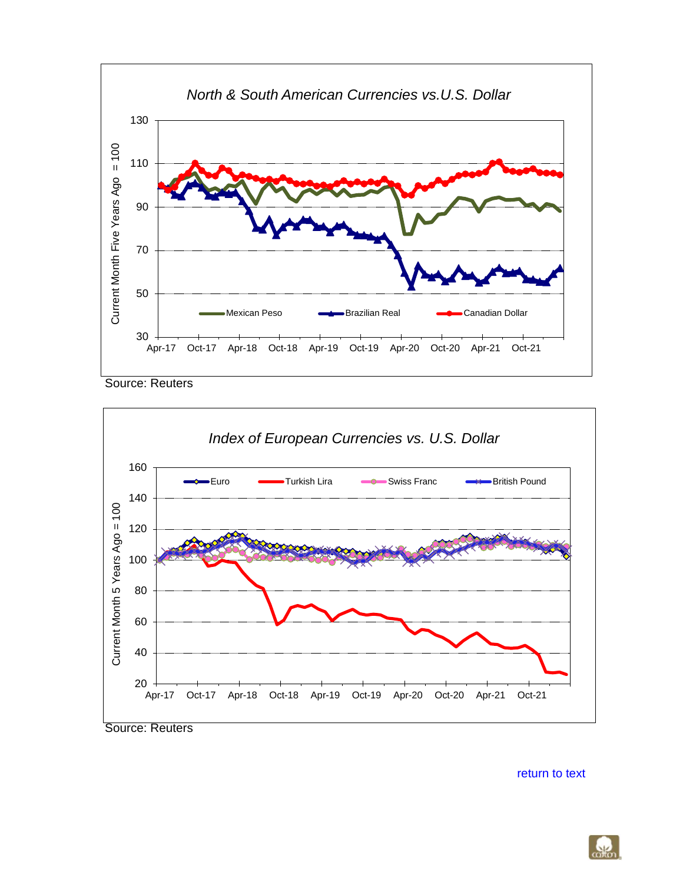*North & South American Currencies vs.U.S. Dollar*

Current Month Five Years Ago = 100

130
110
90
70
50
30

Apr-17 Oct-17 Apr-18 Oct-18 Apr-19 Oct-19 Apr-20 Oct-20 Apr-21 Oct-21

Mexican Peso Brazilian Real Canadian Dollar

Source: Reuters

*Index of European Currencies vs. U.S. Dollar*

Current Month 5 Years Ago = 100

160
140
120
100
80
60
40
20

Apr-17 Oct-17 Apr-18 Oct-18 Apr-19 Oct-19 Apr-20 Oct-20 Apr-21 Oct-21

Euro Turkish Lira Swiss Franc British Pound

Source: Reuters

return to text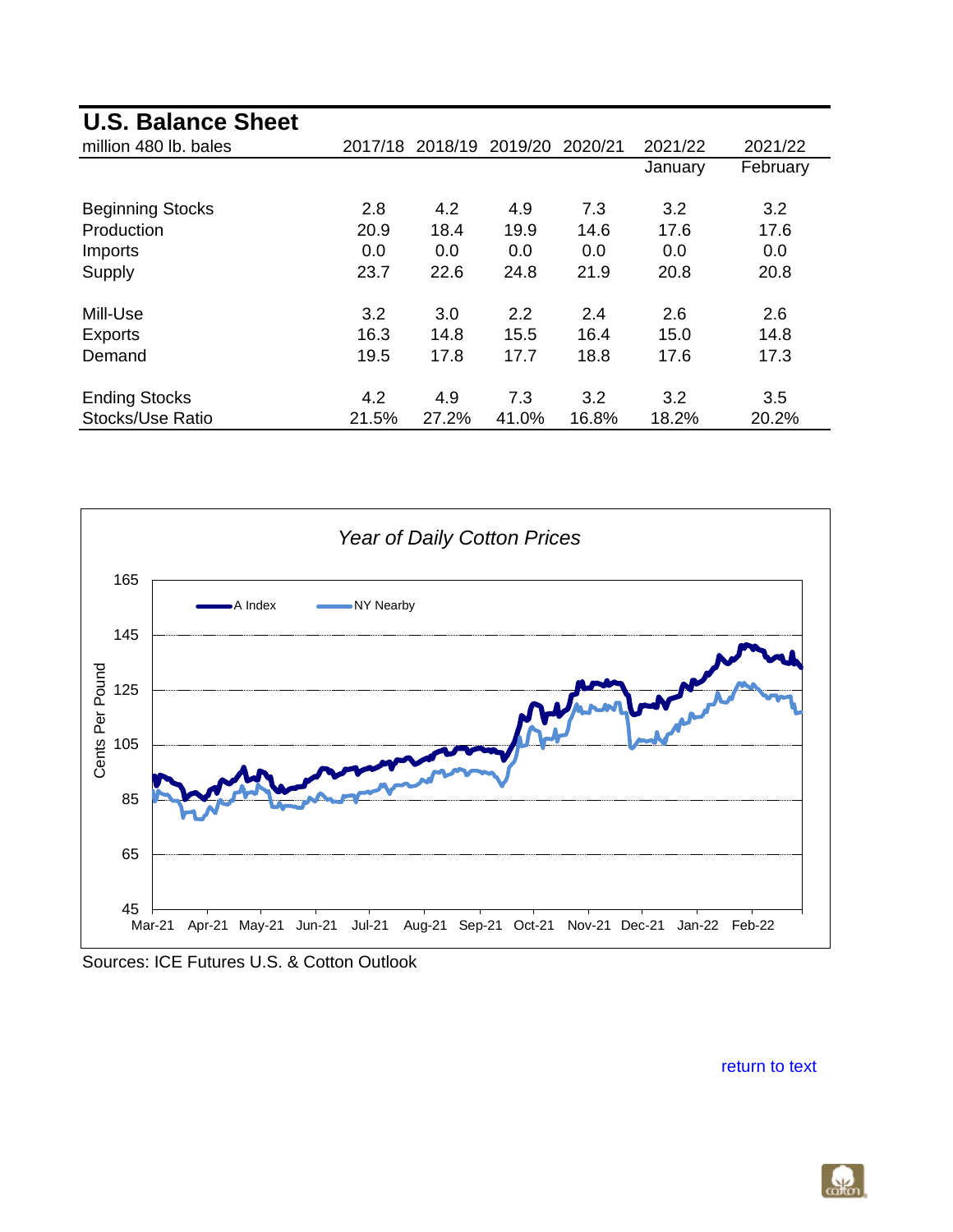## U.S. Balance Sheet

| million 480 lb. bales | 2017/18 | 2018/19 | 2019/20 | 2020/21 | 2021/22 January | 2021/22 February |
|---|---|---|---|---|---|---|
| Beginning Stocks | 2.8 | 4.2 | 4.9 | 7.3 | 3.2 | 3.2 |
| Production | 20.9 | 18.4 | 19.9 | 14.6 | 17.6 | 17.6 |
| Imports | 0.0 | 0.0 | 0.0 | 0.0 | 0.0 | 0.0 |
| Supply | 23.7 | 22.6 | 24.8 | 21.9 | 20.8 | 20.8 |
| Mill-Use | 3.2 | 3.0 | 2.2 | 2.4 | 2.6 | 2.6 |
| Exports | 16.3 | 14.8 | 15.5 | 16.4 | 15.0 | 14.8 |
| Demand | 19.5 | 17.8 | 17.7 | 18.8 | 17.6 | 17.3 |
| Ending Stocks | 4.2 | 4.9 | 7.3 | 3.2 | 3.2 | 3.5 |
| Stocks/Use Ratio | 21.5% | 27.2% | 41.0% | 16.8% | 18.2% | 20.2% |

*Year of Daily Cotton Prices*

A Index
NY Nearby

Cents Per Pound

165
145
125
105
85
65
45

Mar-21 Apr-21 May-21 Jun-21 Jul-21 Aug-21 Sep-21 Oct-21 Nov-21 Dec-21 Jan-22 Feb-22

Sources: ICE Futures U.S. & Cotton Outlook

return to text